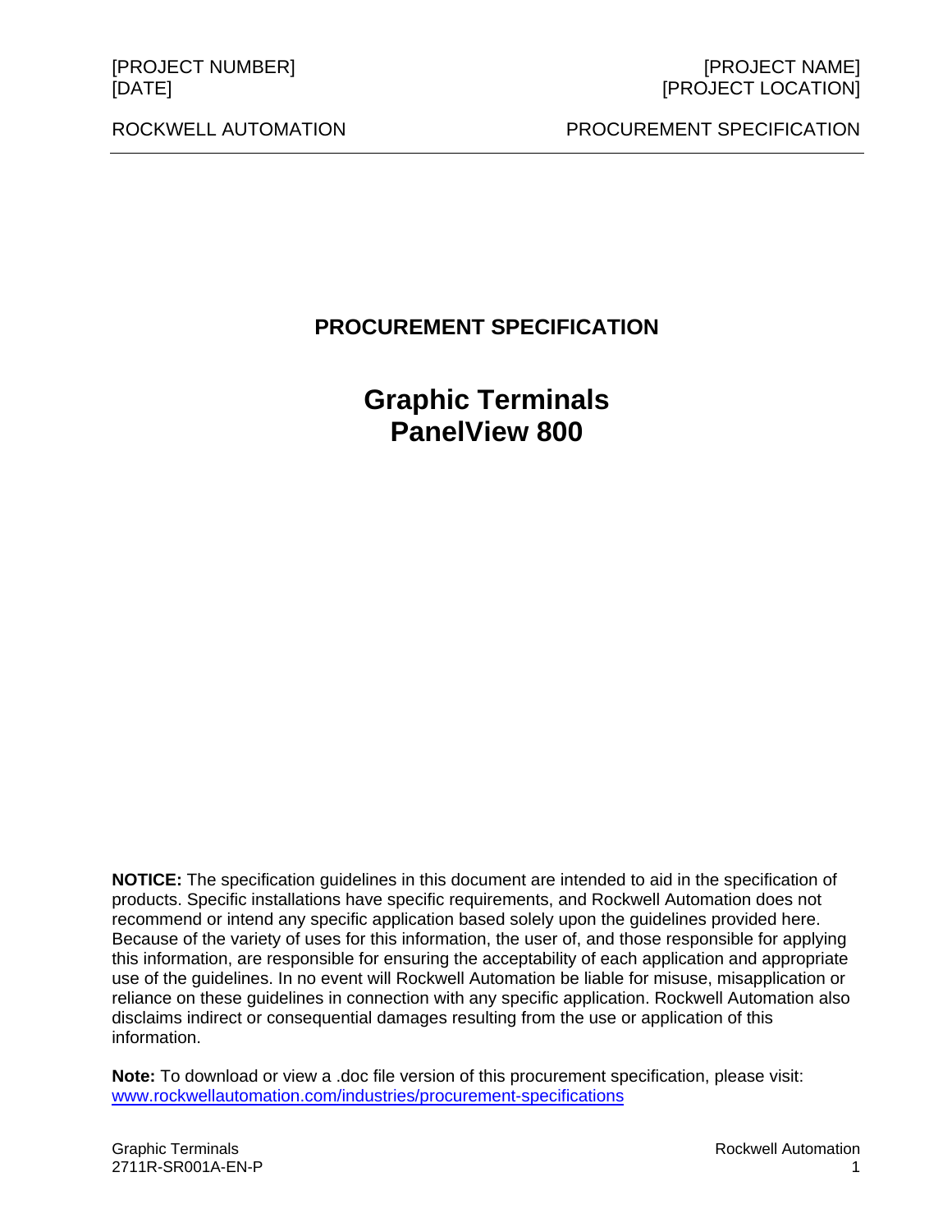# PROCUREMENT SPECIFICATION

# Graphic Terminals
# PanelView 800

**NOTICE:** The specification guidelines in this document are intended to aid in the specification of products. Specific installations have specific requirements, and Rockwell Automation does not recommend or intend any specific application based solely upon the guidelines provided here. Because of the variety of uses for this information, the user of, and those responsible for applying this information, are responsible for ensuring the acceptability of each application and appropriate use of the guidelines. In no event will Rockwell Automation be liable for misuse, misapplication or reliance on these guidelines in connection with any specific application. Rockwell Automation also disclaims indirect or consequential damages resulting from the use or application of this information.

**Note:** To download or view a .doc file version of this procurement specification, please visit: www.rockwellautomation.com/industries/procurement-specifications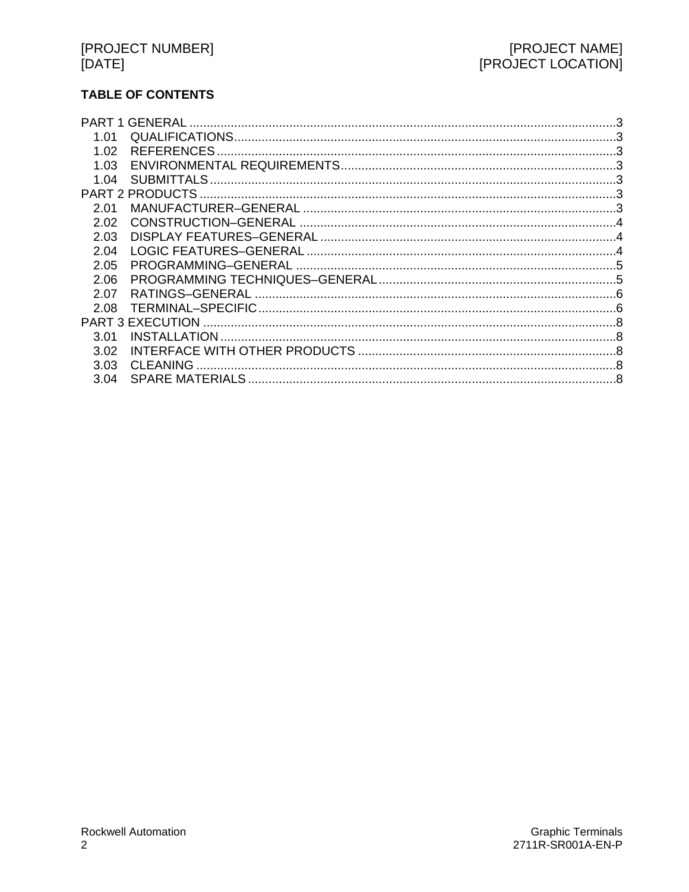**TABLE OF CONTENTS**

PART 1 GENERAL ........................................................................................................3
- 1.01 QUALIFICATIONS ......................................................................................3
- 1.02 REFERENCES .............................................................................................3
- 1.03 ENVIRONMENTAL REQUIREMENTS ........................................................3
- 1.04 SUBMITTALS ...............................................................................................3

PART 2 PRODUCTS .....................................................................................................3
- 2.01 MANUFACTURER–GENERAL ....................................................................3
- 2.02 CONSTRUCTION–GENERAL .....................................................................4
- 2.03 DISPLAY FEATURES–GENERAL ...............................................................4
- 2.04 LOGIC FEATURES–GENERAL ...................................................................4
- 2.05 PROGRAMMING–GENERAL ......................................................................5
- 2.06 PROGRAMMING TECHNIQUES–GENERAL ..............................................5
- 2.07 RATINGS–GENERAL ..................................................................................6
- 2.08 TERMINAL–SPECIFIC ................................................................................6

PART 3 EXECUTION ....................................................................................................8
- 3.01 INSTALLATION ...........................................................................................8
- 3.02 INTERFACE WITH OTHER PRODUCTS ....................................................8
- 3.03 CLEANING ...................................................................................................8
- 3.04 SPARE MATERIALS ....................................................................................8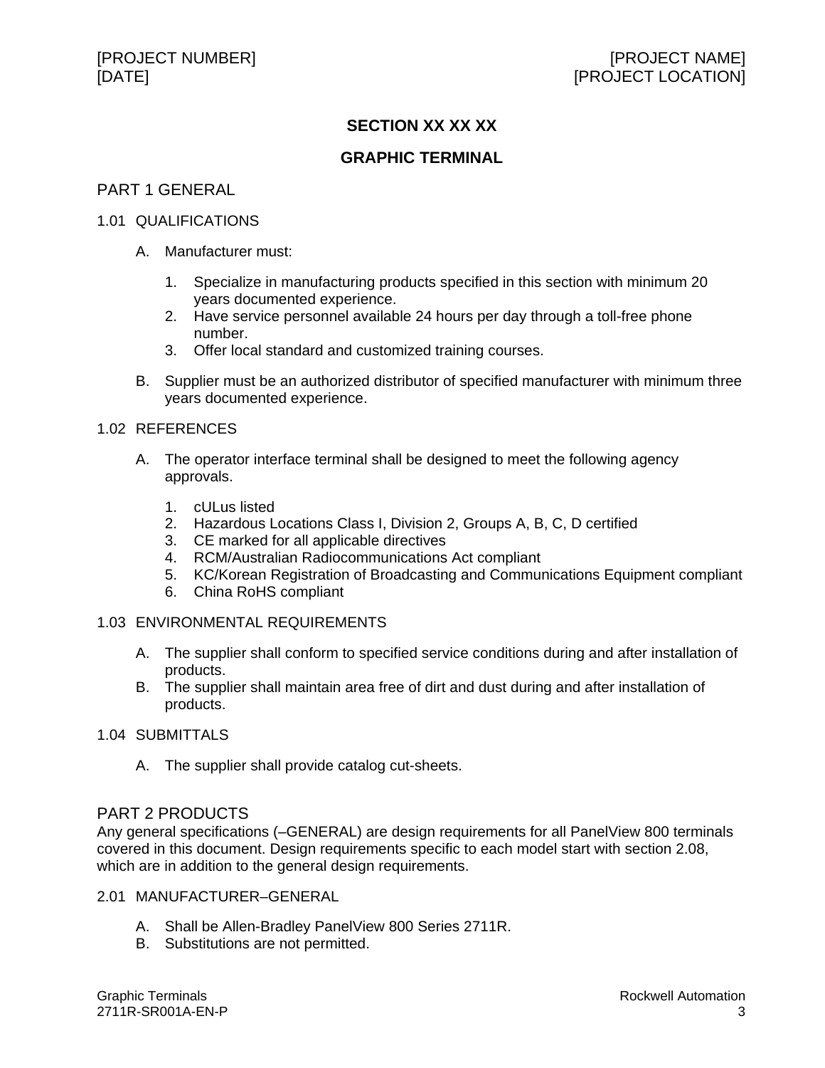# SECTION XX XX XX

# GRAPHIC TERMINAL

## PART 1 GENERAL

### 1.01 QUALIFICATIONS

A. Manufacturer must:

1. Specialize in manufacturing products specified in this section with minimum 20 years documented experience.
2. Have service personnel available 24 hours per day through a toll-free phone number.
3. Offer local standard and customized training courses.

B. Supplier must be an authorized distributor of specified manufacturer with minimum three years documented experience.

### 1.02 REFERENCES

A. The operator interface terminal shall be designed to meet the following agency approvals.

1. cULus listed
2. Hazardous Locations Class I, Division 2, Groups A, B, C, D certified
3. CE marked for all applicable directives
4. RCM/Australian Radiocommunications Act compliant
5. KC/Korean Registration of Broadcasting and Communications Equipment compliant
6. China RoHS compliant

### 1.03 ENVIRONMENTAL REQUIREMENTS

A. The supplier shall conform to specified service conditions during and after installation of products.

B. The supplier shall maintain area free of dirt and dust during and after installation of products.

### 1.04 SUBMITTALS

A. The supplier shall provide catalog cut-sheets.

## PART 2 PRODUCTS

Any general specifications (–GENERAL) are design requirements for all PanelView 800 terminals covered in this document. Design requirements specific to each model start with section 2.08, which are in addition to the general design requirements.

### 2.01 MANUFACTURER–GENERAL

A. Shall be Allen-Bradley PanelView 800 Series 2711R.

B. Substitutions are not permitted.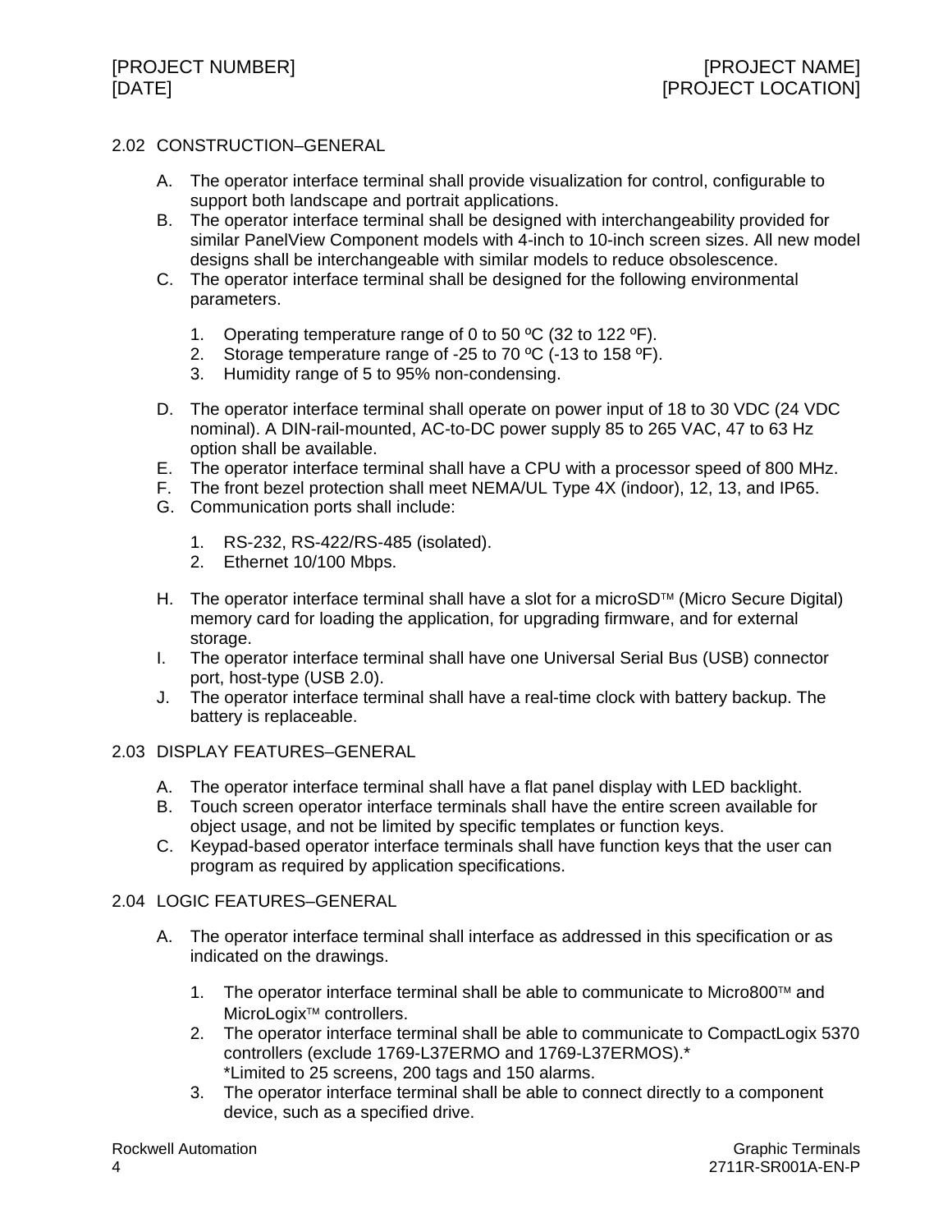## 2.02 CONSTRUCTION–GENERAL

A. The operator interface terminal shall provide visualization for control, configurable to support both landscape and portrait applications.

B. The operator interface terminal shall be designed with interchangeability provided for similar PanelView Component models with 4-inch to 10-inch screen sizes. All new model designs shall be interchangeable with similar models to reduce obsolescence.

C. The operator interface terminal shall be designed for the following environmental parameters.

   1. Operating temperature range of 0 to 50 ºC (32 to 122 ºF).
   2. Storage temperature range of -25 to 70 ºC (-13 to 158 ºF).
   3. Humidity range of 5 to 95% non-condensing.

D. The operator interface terminal shall operate on power input of 18 to 30 VDC (24 VDC nominal). A DIN-rail-mounted, AC-to-DC power supply 85 to 265 VAC, 47 to 63 Hz option shall be available.

E. The operator interface terminal shall have a CPU with a processor speed of 800 MHz.

F. The front bezel protection shall meet NEMA/UL Type 4X (indoor), 12, 13, and IP65.

G. Communication ports shall include:

   1. RS-232, RS-422/RS-485 (isolated).
   2. Ethernet 10/100 Mbps.

H. The operator interface terminal shall have a slot for a microSD™ (Micro Secure Digital) memory card for loading the application, for upgrading firmware, and for external storage.

I. The operator interface terminal shall have one Universal Serial Bus (USB) connector port, host-type (USB 2.0).

J. The operator interface terminal shall have a real-time clock with battery backup. The battery is replaceable.

## 2.03 DISPLAY FEATURES–GENERAL

A. The operator interface terminal shall have a flat panel display with LED backlight.

B. Touch screen operator interface terminals shall have the entire screen available for object usage, and not be limited by specific templates or function keys.

C. Keypad-based operator interface terminals shall have function keys that the user can program as required by application specifications.

## 2.04 LOGIC FEATURES–GENERAL

A. The operator interface terminal shall interface as addressed in this specification or as indicated on the drawings.

   1. The operator interface terminal shall be able to communicate to Micro800™ and MicroLogix™ controllers.
   2. The operator interface terminal shall be able to communicate to CompactLogix 5370 controllers (exclude 1769-L37ERMO and 1769-L37ERMOS).*
      *Limited to 25 screens, 200 tags and 150 alarms.
   3. The operator interface terminal shall be able to connect directly to a component device, such as a specified drive.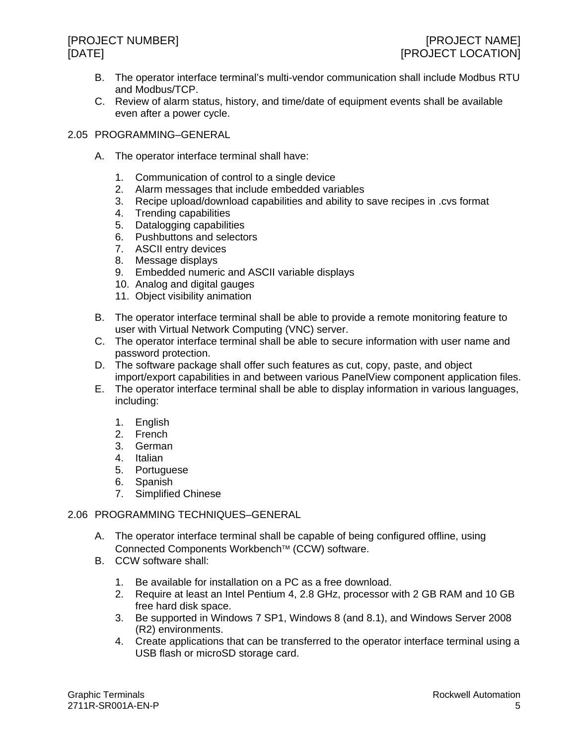B. The operator interface terminal's multi-vendor communication shall include Modbus RTU and Modbus/TCP.

C. Review of alarm status, history, and time/date of equipment events shall be available even after a power cycle.

2.05 PROGRAMMING–GENERAL

A. The operator interface terminal shall have:

1. Communication of control to a single device
2. Alarm messages that include embedded variables
3. Recipe upload/download capabilities and ability to save recipes in .cvs format
4. Trending capabilities
5. Datalogging capabilities
6. Pushbuttons and selectors
7. ASCII entry devices
8. Message displays
9. Embedded numeric and ASCII variable displays
10. Analog and digital gauges
11. Object visibility animation

B. The operator interface terminal shall be able to provide a remote monitoring feature to user with Virtual Network Computing (VNC) server.

C. The operator interface terminal shall be able to secure information with user name and password protection.

D. The software package shall offer such features as cut, copy, paste, and object import/export capabilities in and between various PanelView component application files.

E. The operator interface terminal shall be able to display information in various languages, including:

1. English
2. French
3. German
4. Italian
5. Portuguese
6. Spanish
7. Simplified Chinese

2.06 PROGRAMMING TECHNIQUES–GENERAL

A. The operator interface terminal shall be capable of being configured offline, using Connected Components Workbench™ (CCW) software.

B. CCW software shall:

1. Be available for installation on a PC as a free download.
2. Require at least an Intel Pentium 4, 2.8 GHz, processor with 2 GB RAM and 10 GB free hard disk space.
3. Be supported in Windows 7 SP1, Windows 8 (and 8.1), and Windows Server 2008 (R2) environments.
4. Create applications that can be transferred to the operator interface terminal using a USB flash or microSD storage card.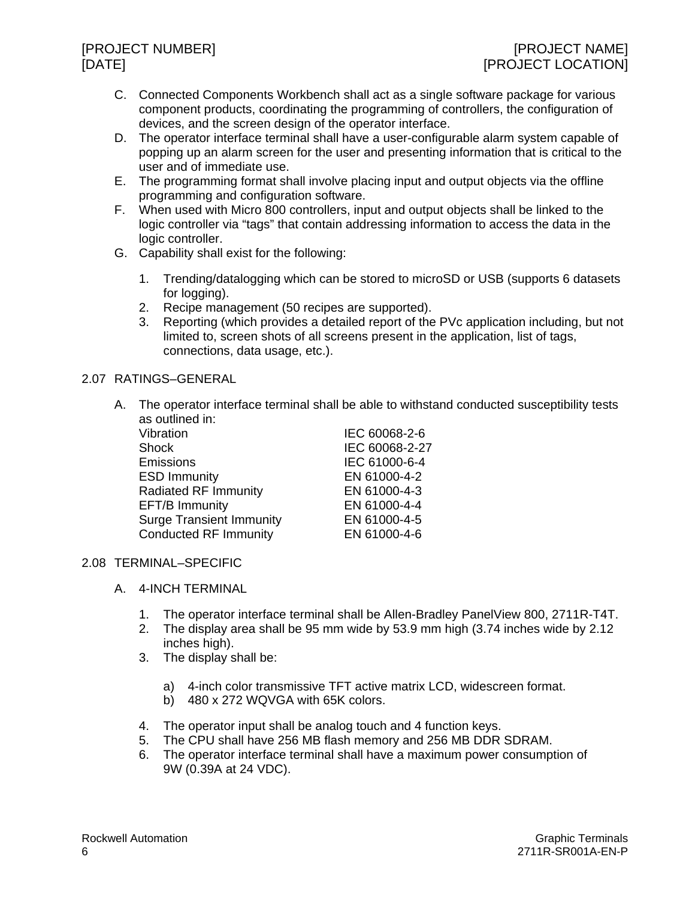C. Connected Components Workbench shall act as a single software package for various component products, coordinating the programming of controllers, the configuration of devices, and the screen design of the operator interface.
D. The operator interface terminal shall have a user-configurable alarm system capable of popping up an alarm screen for the user and presenting information that is critical to the user and of immediate use.
E. The programming format shall involve placing input and output objects via the offline programming and configuration software.
F. When used with Micro 800 controllers, input and output objects shall be linked to the logic controller via “tags” that contain addressing information to access the data in the logic controller.
G. Capability shall exist for the following:

   1. Trending/datalogging which can be stored to microSD or USB (supports 6 datasets for logging).
   2. Recipe management (50 recipes are supported).
   3. Reporting (which provides a detailed report of the PVc application including, but not limited to, screen shots of all screens present in the application, list of tags, connections, data usage, etc.).

## 2.07 RATINGS–GENERAL

A. The operator interface terminal shall be able to withstand conducted susceptibility tests as outlined in:

| | |
|---|---|
| Vibration | IEC 60068-2-6 |
| Shock | IEC 60068-2-27 |
| Emissions | IEC 61000-6-4 |
| ESD Immunity | EN 61000-4-2 |
| Radiated RF Immunity | EN 61000-4-3 |
| EFT/B Immunity | EN 61000-4-4 |
| Surge Transient Immunity | EN 61000-4-5 |
| Conducted RF Immunity | EN 61000-4-6 |

## 2.08 TERMINAL–SPECIFIC

A. 4-INCH TERMINAL

   1. The operator interface terminal shall be Allen-Bradley PanelView 800, 2711R-T4T.
   2. The display area shall be 95 mm wide by 53.9 mm high (3.74 inches wide by 2.12 inches high).
   3. The display shall be:

      a) 4-inch color transmissive TFT active matrix LCD, widescreen format.
      b) 480 x 272 WQVGA with 65K colors.

   4. The operator input shall be analog touch and 4 function keys.
   5. The CPU shall have 256 MB flash memory and 256 MB DDR SDRAM.
   6. The operator interface terminal shall have a maximum power consumption of 9W (0.39A at 24 VDC).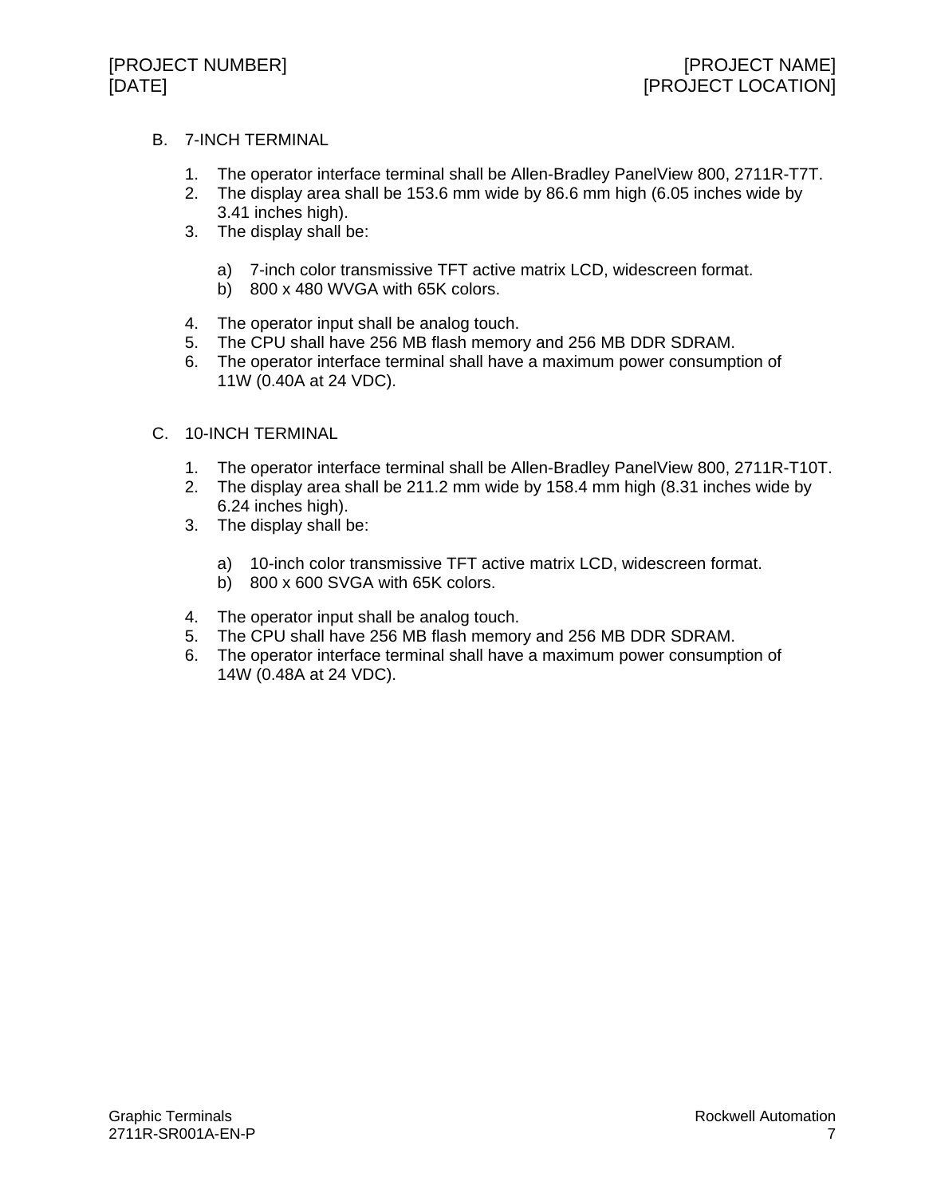B. 7-INCH TERMINAL

1. The operator interface terminal shall be Allen-Bradley PanelView 800, 2711R-T7T.
2. The display area shall be 153.6 mm wide by 86.6 mm high (6.05 inches wide by 3.41 inches high).
3. The display shall be:

   a) 7-inch color transmissive TFT active matrix LCD, widescreen format.
   b) 800 x 480 WVGA with 65K colors.

4. The operator input shall be analog touch.
5. The CPU shall have 256 MB flash memory and 256 MB DDR SDRAM.
6. The operator interface terminal shall have a maximum power consumption of 11W (0.40A at 24 VDC).

C. 10-INCH TERMINAL

1. The operator interface terminal shall be Allen-Bradley PanelView 800, 2711R-T10T.
2. The display area shall be 211.2 mm wide by 158.4 mm high (8.31 inches wide by 6.24 inches high).
3. The display shall be:

   a) 10-inch color transmissive TFT active matrix LCD, widescreen format.
   b) 800 x 600 SVGA with 65K colors.

4. The operator input shall be analog touch.
5. The CPU shall have 256 MB flash memory and 256 MB DDR SDRAM.
6. The operator interface terminal shall have a maximum power consumption of 14W (0.48A at 24 VDC).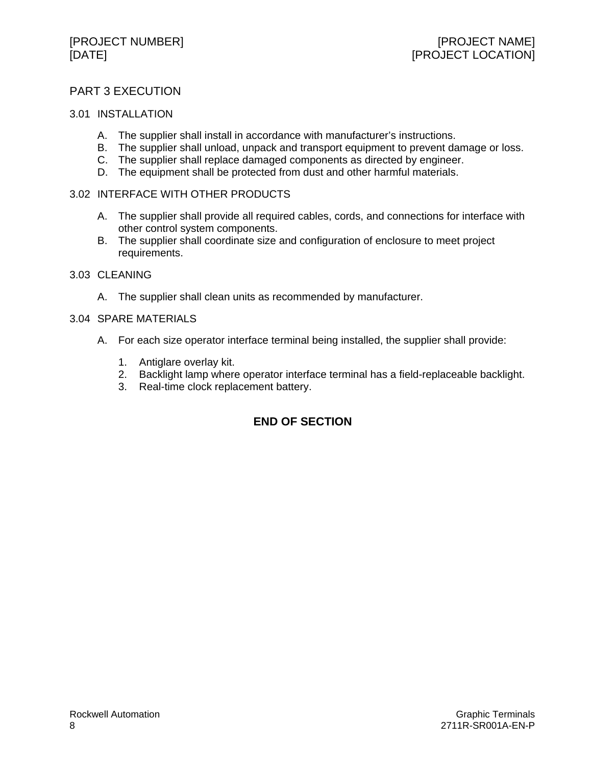## PART 3 EXECUTION

### 3.01 INSTALLATION

A. The supplier shall install in accordance with manufacturer's instructions.
B. The supplier shall unload, unpack and transport equipment to prevent damage or loss.
C. The supplier shall replace damaged components as directed by engineer.
D. The equipment shall be protected from dust and other harmful materials.

### 3.02 INTERFACE WITH OTHER PRODUCTS

A. The supplier shall provide all required cables, cords, and connections for interface with other control system components.
B. The supplier shall coordinate size and configuration of enclosure to meet project requirements.

### 3.03 CLEANING

A. The supplier shall clean units as recommended by manufacturer.

### 3.04 SPARE MATERIALS

A. For each size operator interface terminal being installed, the supplier shall provide:

1. Antiglare overlay kit.
2. Backlight lamp where operator interface terminal has a field-replaceable backlight.
3. Real-time clock replacement battery.

**END OF SECTION**